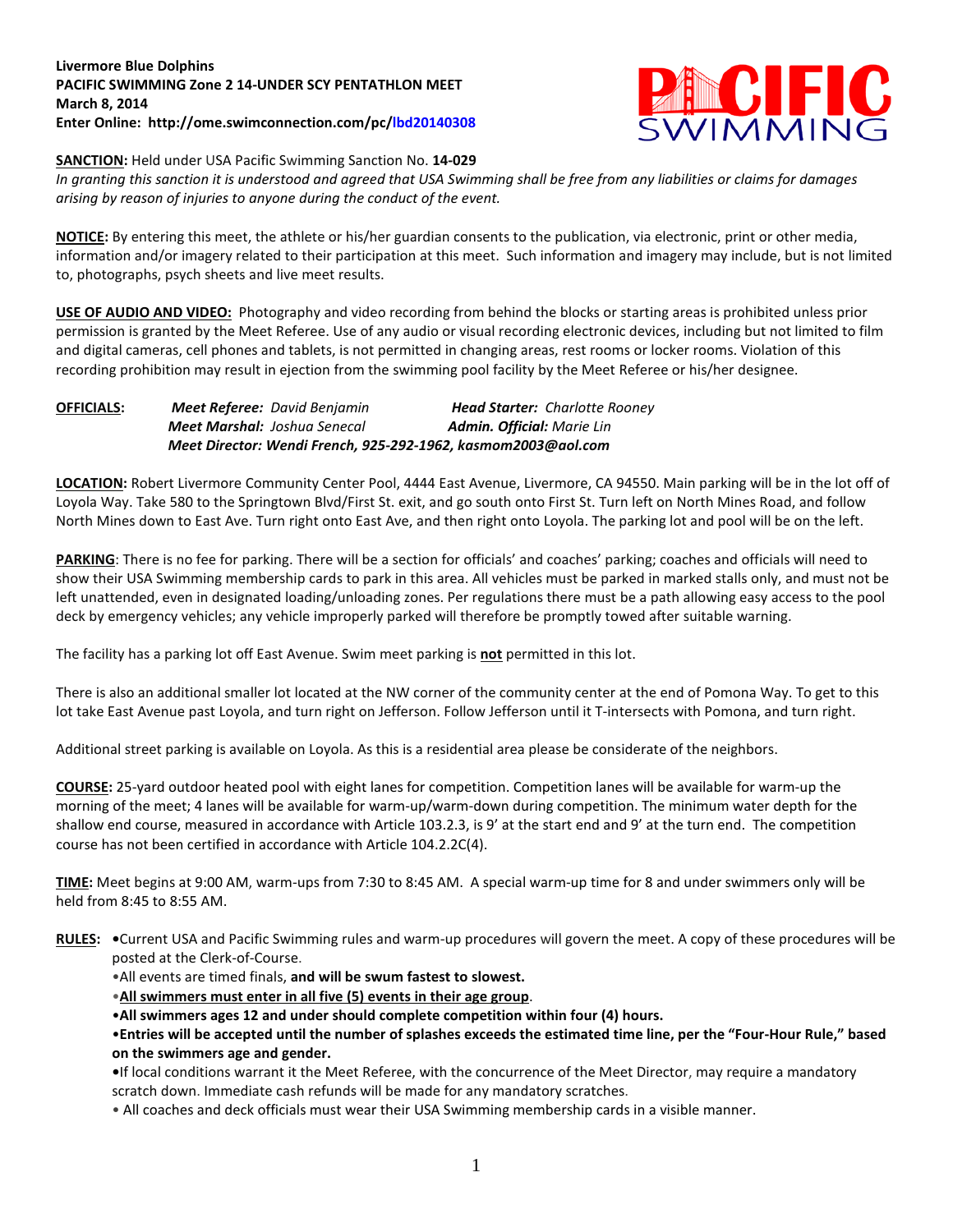**Livermore Blue Dolphins**
**PACIFIC SWIMMING Zone 2 14-UNDER SCY PENTATHLON MEET**
**March 8, 2014**
**Enter Online: http://ome.swimconnection.com/pc/lbd20140308**

**SANCTION:** Held under USA Pacific Swimming Sanction No. **14-029**
*In granting this sanction it is understood and agreed that USA Swimming shall be free from any liabilities or claims for damages arising by reason of injuries to anyone during the conduct of the event.*

**NOTICE:** By entering this meet, the athlete or his/her guardian consents to the publication, via electronic, print or other media, information and/or imagery related to their participation at this meet. Such information and imagery may include, but is not limited to, photographs, psych sheets and live meet results.

**USE OF AUDIO AND VIDEO:** Photography and video recording from behind the blocks or starting areas is prohibited unless prior permission is granted by the Meet Referee. Use of any audio or visual recording electronic devices, including but not limited to film and digital cameras, cell phones and tablets, is not permitted in changing areas, rest rooms or locker rooms. Violation of this recording prohibition may result in ejection from the swimming pool facility by the Meet Referee or his/her designee.

**OFFICIALS:**
***Meet Referee:*** *David Benjamin* — ***Head Starter:*** *Charlotte Rooney*
***Meet Marshal:*** *Joshua Senecal* — ***Admin. Official:*** *Marie Lin*
***Meet Director: Wendi French, 925-292-1962, kasmom2003@aol.com***

**LOCATION:** Robert Livermore Community Center Pool, 4444 East Avenue, Livermore, CA 94550. Main parking will be in the lot off of Loyola Way. Take 580 to the Springtown Blvd/First St. exit, and go south onto First St. Turn left on North Mines Road, and follow North Mines down to East Ave. Turn right onto East Ave, and then right onto Loyola. The parking lot and pool will be on the left.

**PARKING**: There is no fee for parking. There will be a section for officials' and coaches' parking; coaches and officials will need to show their USA Swimming membership cards to park in this area. All vehicles must be parked in marked stalls only, and must not be left unattended, even in designated loading/unloading zones. Per regulations there must be a path allowing easy access to the pool deck by emergency vehicles; any vehicle improperly parked will therefore be promptly towed after suitable warning.

The facility has a parking lot off East Avenue. Swim meet parking is **not** permitted in this lot.

There is also an additional smaller lot located at the NW corner of the community center at the end of Pomona Way. To get to this lot take East Avenue past Loyola, and turn right on Jefferson. Follow Jefferson until it T-intersects with Pomona, and turn right.

Additional street parking is available on Loyola. As this is a residential area please be considerate of the neighbors.

**COURSE:** 25-yard outdoor heated pool with eight lanes for competition. Competition lanes will be available for warm-up the morning of the meet; 4 lanes will be available for warm-up/warm-down during competition. The minimum water depth for the shallow end course, measured in accordance with Article 103.2.3, is 9' at the start end and 9' at the turn end. The competition course has not been certified in accordance with Article 104.2.2C(4).

**TIME:** Meet begins at 9:00 AM, warm-ups from 7:30 to 8:45 AM. A special warm-up time for 8 and under swimmers only will be held from 8:45 to 8:55 AM.

**RULES:**
- Current USA and Pacific Swimming rules and warm-up procedures will govern the meet. A copy of these procedures will be posted at the Clerk-of-Course.
- All events are timed finals, **and will be swum fastest to slowest.**
- **All swimmers must enter in all five (5) events in their age group**.
- **All swimmers ages 12 and under should complete competition within four (4) hours.**
- **Entries will be accepted until the number of splashes exceeds the estimated time line, per the "Four-Hour Rule," based on the swimmers age and gender.**
- If local conditions warrant it the Meet Referee, with the concurrence of the Meet Director, may require a mandatory scratch down. Immediate cash refunds will be made for any mandatory scratches.
- All coaches and deck officials must wear their USA Swimming membership cards in a visible manner.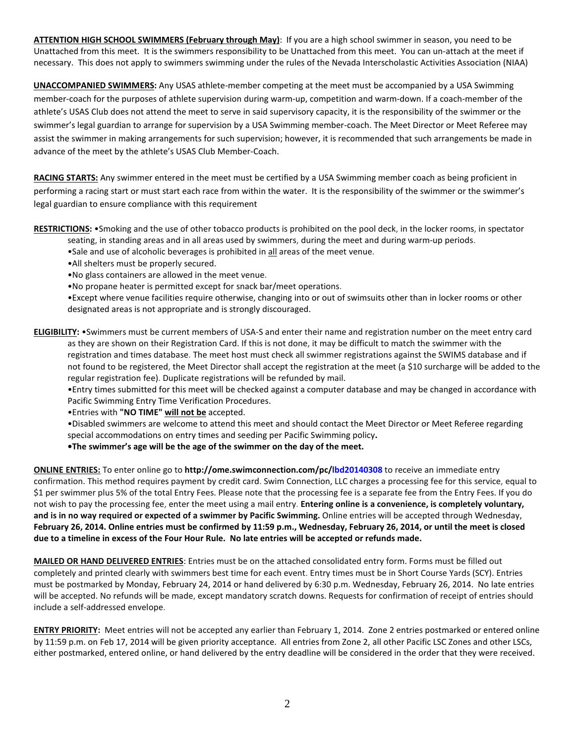**ATTENTION HIGH SCHOOL SWIMMERS (February through May)**: If you are a high school swimmer in season, you need to be Unattached from this meet. It is the swimmers responsibility to be Unattached from this meet. You can un-attach at the meet if necessary. This does not apply to swimmers swimming under the rules of the Nevada Interscholastic Activities Association (NIAA)

**UNACCOMPANIED SWIMMERS:** Any USAS athlete-member competing at the meet must be accompanied by a USA Swimming member-coach for the purposes of athlete supervision during warm-up, competition and warm-down. If a coach-member of the athlete's USAS Club does not attend the meet to serve in said supervisory capacity, it is the responsibility of the swimmer or the swimmer's legal guardian to arrange for supervision by a USA Swimming member-coach. The Meet Director or Meet Referee may assist the swimmer in making arrangements for such supervision; however, it is recommended that such arrangements be made in advance of the meet by the athlete's USAS Club Member-Coach.

**RACING STARTS:** Any swimmer entered in the meet must be certified by a USA Swimming member coach as being proficient in performing a racing start or must start each race from within the water. It is the responsibility of the swimmer or the swimmer's legal guardian to ensure compliance with this requirement

**RESTRICTIONS:** •Smoking and the use of other tobacco products is prohibited on the pool deck, in the locker rooms, in spectator seating, in standing areas and in all areas used by swimmers, during the meet and during warm-up periods.
•Sale and use of alcoholic beverages is prohibited in all areas of the meet venue.
•All shelters must be properly secured.
•No glass containers are allowed in the meet venue.
•No propane heater is permitted except for snack bar/meet operations.
•Except where venue facilities require otherwise, changing into or out of swimsuits other than in locker rooms or other designated areas is not appropriate and is strongly discouraged.

**ELIGIBILITY:** •Swimmers must be current members of USA-S and enter their name and registration number on the meet entry card as they are shown on their Registration Card. If this is not done, it may be difficult to match the swimmer with the registration and times database. The meet host must check all swimmer registrations against the SWIMS database and if not found to be registered, the Meet Director shall accept the registration at the meet (a $10 surcharge will be added to the regular registration fee). Duplicate registrations will be refunded by mail.
•Entry times submitted for this meet will be checked against a computer database and may be changed in accordance with Pacific Swimming Entry Time Verification Procedures.
•Entries with **"NO TIME" will not be** accepted.
•Disabled swimmers are welcome to attend this meet and should contact the Meet Director or Meet Referee regarding special accommodations on entry times and seeding per Pacific Swimming policy**.**
**•The swimmer's age will be the age of the swimmer on the day of the meet.**

**ONLINE ENTRIES:** To enter online go to **http://ome.swimconnection.com/pc/lbd20140308** to receive an immediate entry confirmation. This method requires payment by credit card. Swim Connection, LLC charges a processing fee for this service, equal to $1 per swimmer plus 5% of the total Entry Fees. Please note that the processing fee is a separate fee from the Entry Fees. If you do not wish to pay the processing fee, enter the meet using a mail entry. **Entering online is a convenience, is completely voluntary, and is in no way required or expected of a swimmer by Pacific Swimming.** Online entries will be accepted through Wednesday, **February 26, 2014. Online entries must be confirmed by 11:59 p.m., Wednesday, February 26, 2014, or until the meet is closed due to a timeline in excess of the Four Hour Rule. No late entries will be accepted or refunds made.**

**MAILED OR HAND DELIVERED ENTRIES**: Entries must be on the attached consolidated entry form. Forms must be filled out completely and printed clearly with swimmers best time for each event. Entry times must be in Short Course Yards (SCY). Entries must be postmarked by Monday, February 24, 2014 or hand delivered by 6:30 p.m. Wednesday, February 26, 2014. No late entries will be accepted. No refunds will be made, except mandatory scratch downs. Requests for confirmation of receipt of entries should include a self-addressed envelope.

**ENTRY PRIORITY:** Meet entries will not be accepted any earlier than February 1, 2014. Zone 2 entries postmarked or entered online by 11:59 p.m. on Feb 17, 2014 will be given priority acceptance. All entries from Zone 2, all other Pacific LSC Zones and other LSCs, either postmarked, entered online, or hand delivered by the entry deadline will be considered in the order that they were received.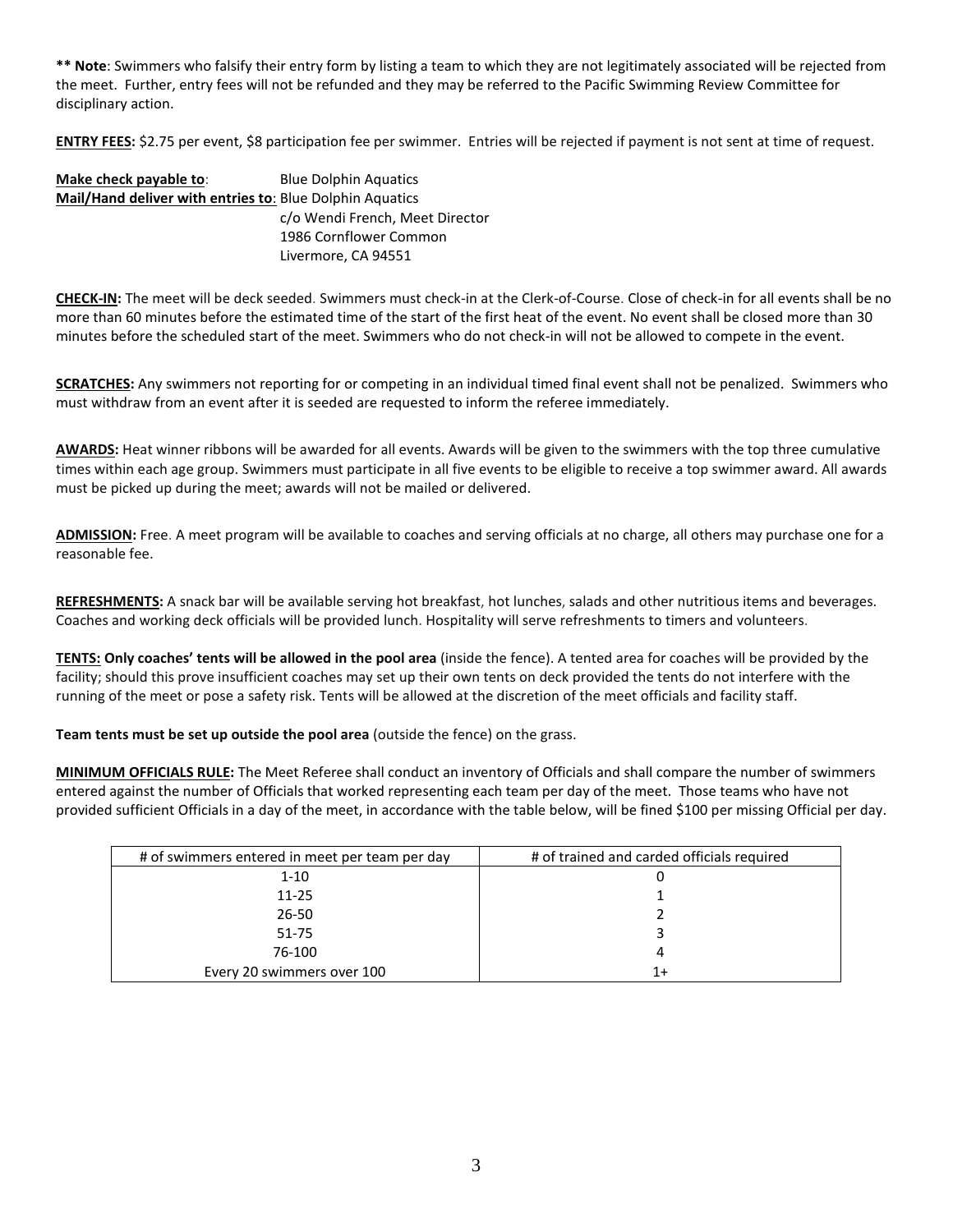**** Note**: Swimmers who falsify their entry form by listing a team to which they are not legitimately associated will be rejected from the meet. Further, entry fees will not be refunded and they may be referred to the Pacific Swimming Review Committee for disciplinary action.

**ENTRY FEES:** $2.75 per event, $8 participation fee per swimmer. Entries will be rejected if payment is not sent at time of request.

**Make check payable to**: Blue Dolphin Aquatics
**Mail/Hand deliver with entries to**: Blue Dolphin Aquatics
c/o Wendi French, Meet Director
1986 Cornflower Common
Livermore, CA 94551

**CHECK-IN:** The meet will be deck seeded. Swimmers must check-in at the Clerk-of-Course. Close of check-in for all events shall be no more than 60 minutes before the estimated time of the start of the first heat of the event. No event shall be closed more than 30 minutes before the scheduled start of the meet. Swimmers who do not check-in will not be allowed to compete in the event.

**SCRATCHES:** Any swimmers not reporting for or competing in an individual timed final event shall not be penalized. Swimmers who must withdraw from an event after it is seeded are requested to inform the referee immediately.

**AWARDS:** Heat winner ribbons will be awarded for all events. Awards will be given to the swimmers with the top three cumulative times within each age group. Swimmers must participate in all five events to be eligible to receive a top swimmer award. All awards must be picked up during the meet; awards will not be mailed or delivered.

**ADMISSION:** Free. A meet program will be available to coaches and serving officials at no charge, all others may purchase one for a reasonable fee.

**REFRESHMENTS:** A snack bar will be available serving hot breakfast, hot lunches, salads and other nutritious items and beverages. Coaches and working deck officials will be provided lunch. Hospitality will serve refreshments to timers and volunteers.

**TENTS: Only coaches' tents will be allowed in the pool area** (inside the fence). A tented area for coaches will be provided by the facility; should this prove insufficient coaches may set up their own tents on deck provided the tents do not interfere with the running of the meet or pose a safety risk. Tents will be allowed at the discretion of the meet officials and facility staff.

**Team tents must be set up outside the pool area** (outside the fence) on the grass.

**MINIMUM OFFICIALS RULE:** The Meet Referee shall conduct an inventory of Officials and shall compare the number of swimmers entered against the number of Officials that worked representing each team per day of the meet. Those teams who have not provided sufficient Officials in a day of the meet, in accordance with the table below, will be fined $100 per missing Official per day.

| # of swimmers entered in meet per team per day | # of trained and carded officials required |
|---|---|
| 1-10 | 0 |
| 11-25 | 1 |
| 26-50 | 2 |
| 51-75 | 3 |
| 76-100 | 4 |
| Every 20 swimmers over 100 | 1+ |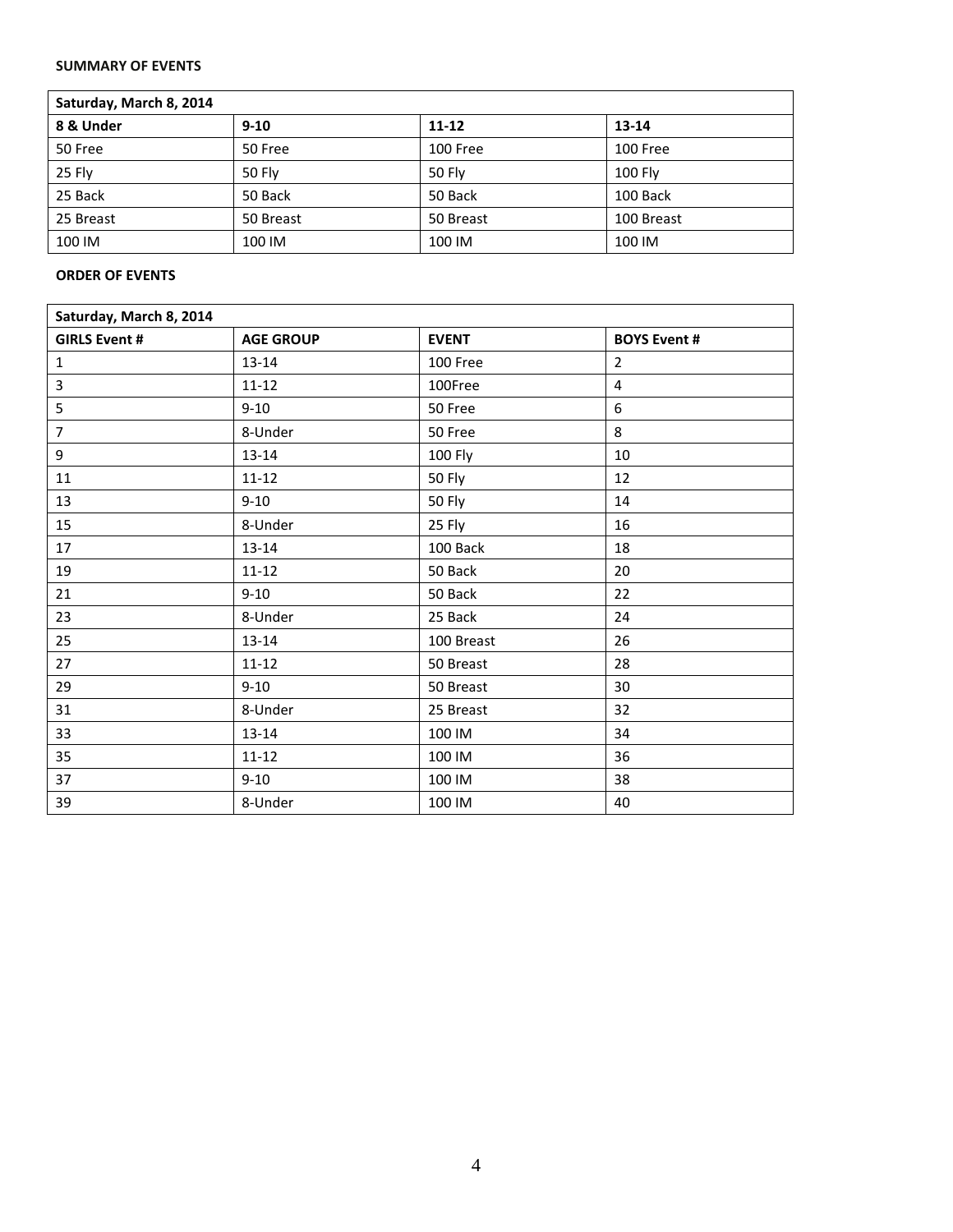**SUMMARY OF EVENTS**

| Saturday, March 8, 2014 | | | |
|---|---|---|---|
| **8 & Under** | **9-10** | **11-12** | **13-14** |
| 50 Free | 50 Free | 100 Free | 100 Free |
| 25 Fly | 50 Fly | 50 Fly | 100 Fly |
| 25 Back | 50 Back | 50 Back | 100 Back |
| 25 Breast | 50 Breast | 50 Breast | 100 Breast |
| 100 IM | 100 IM | 100 IM | 100 IM |

**ORDER OF EVENTS**

| Saturday, March 8, 2014 | | | |
|---|---|---|---|
| **GIRLS Event #** | **AGE GROUP** | **EVENT** | **BOYS Event #** |
| 1 | 13-14 | 100 Free | 2 |
| 3 | 11-12 | 100Free | 4 |
| 5 | 9-10 | 50 Free | 6 |
| 7 | 8-Under | 50 Free | 8 |
| 9 | 13-14 | 100 Fly | 10 |
| 11 | 11-12 | 50 Fly | 12 |
| 13 | 9-10 | 50 Fly | 14 |
| 15 | 8-Under | 25 Fly | 16 |
| 17 | 13-14 | 100 Back | 18 |
| 19 | 11-12 | 50 Back | 20 |
| 21 | 9-10 | 50 Back | 22 |
| 23 | 8-Under | 25 Back | 24 |
| 25 | 13-14 | 100 Breast | 26 |
| 27 | 11-12 | 50 Breast | 28 |
| 29 | 9-10 | 50 Breast | 30 |
| 31 | 8-Under | 25 Breast | 32 |
| 33 | 13-14 | 100 IM | 34 |
| 35 | 11-12 | 100 IM | 36 |
| 37 | 9-10 | 100 IM | 38 |
| 39 | 8-Under | 100 IM | 40 |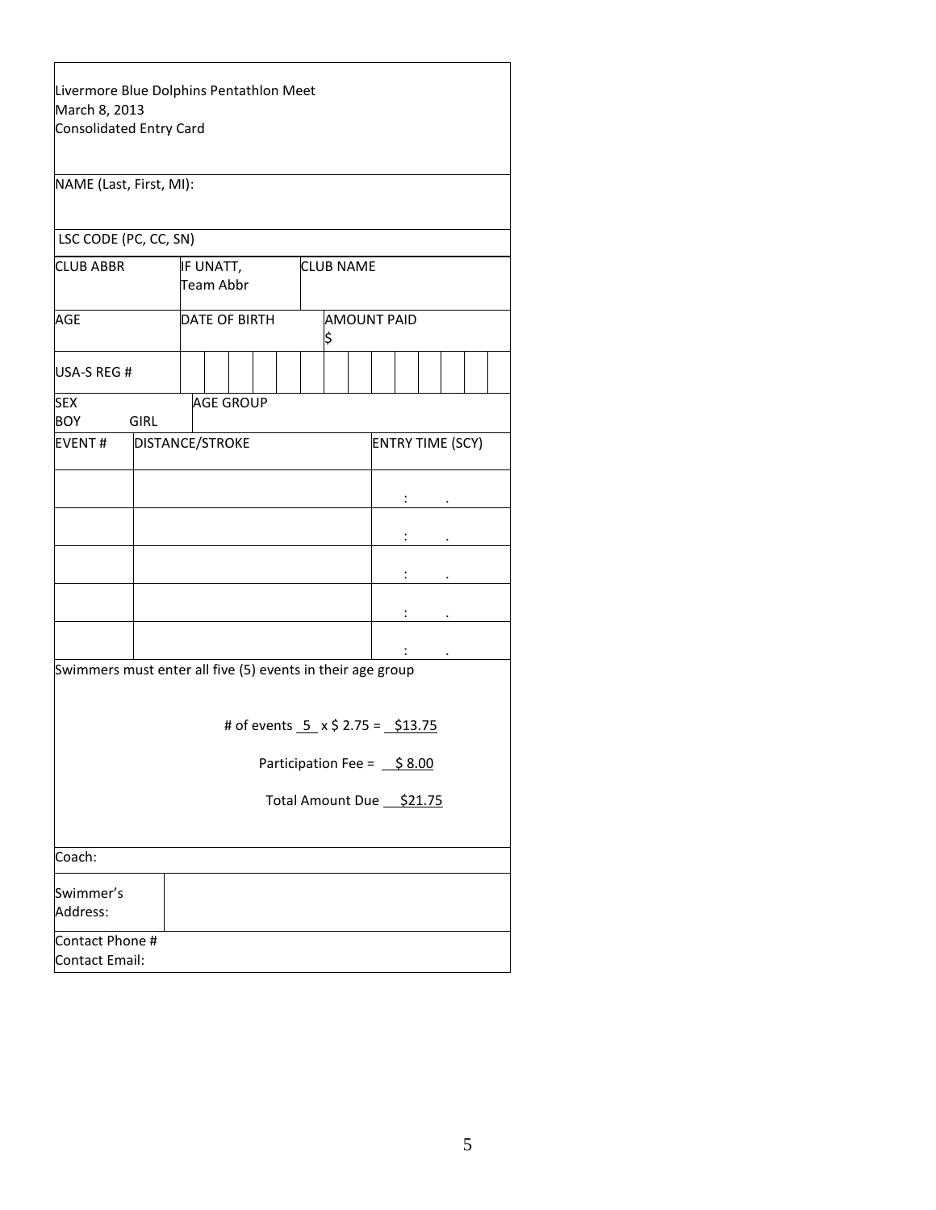Livermore Blue Dolphins Pentathlon Meet
March 8, 2013
Consolidated Entry Card

NAME (Last, First, MI):

LSC CODE (PC, CC, SN)

| CLUB ABBR | IF UNATT, Team Abbr | CLUB NAME |
|---|---|---|
| AGE | DATE OF BIRTH | AMOUNT PAID $ |

USA-S REG #

| SEX | AGE GROUP |
|---|---|
| BOY GIRL | |

| EVENT # | DISTANCE/STROKE | ENTRY TIME (SCY) |
|---|---|---|
| | | : . |
| | | : . |
| | | : . |
| | | : . |
| | | : . |

Swimmers must enter all five (5) events in their age group

\# of events 5 x $ 2.75 = $13.75

Participation Fee = $ 8.00

Total Amount Due $21.75

Coach:

Swimmer's Address:

Contact Phone #
Contact Email: